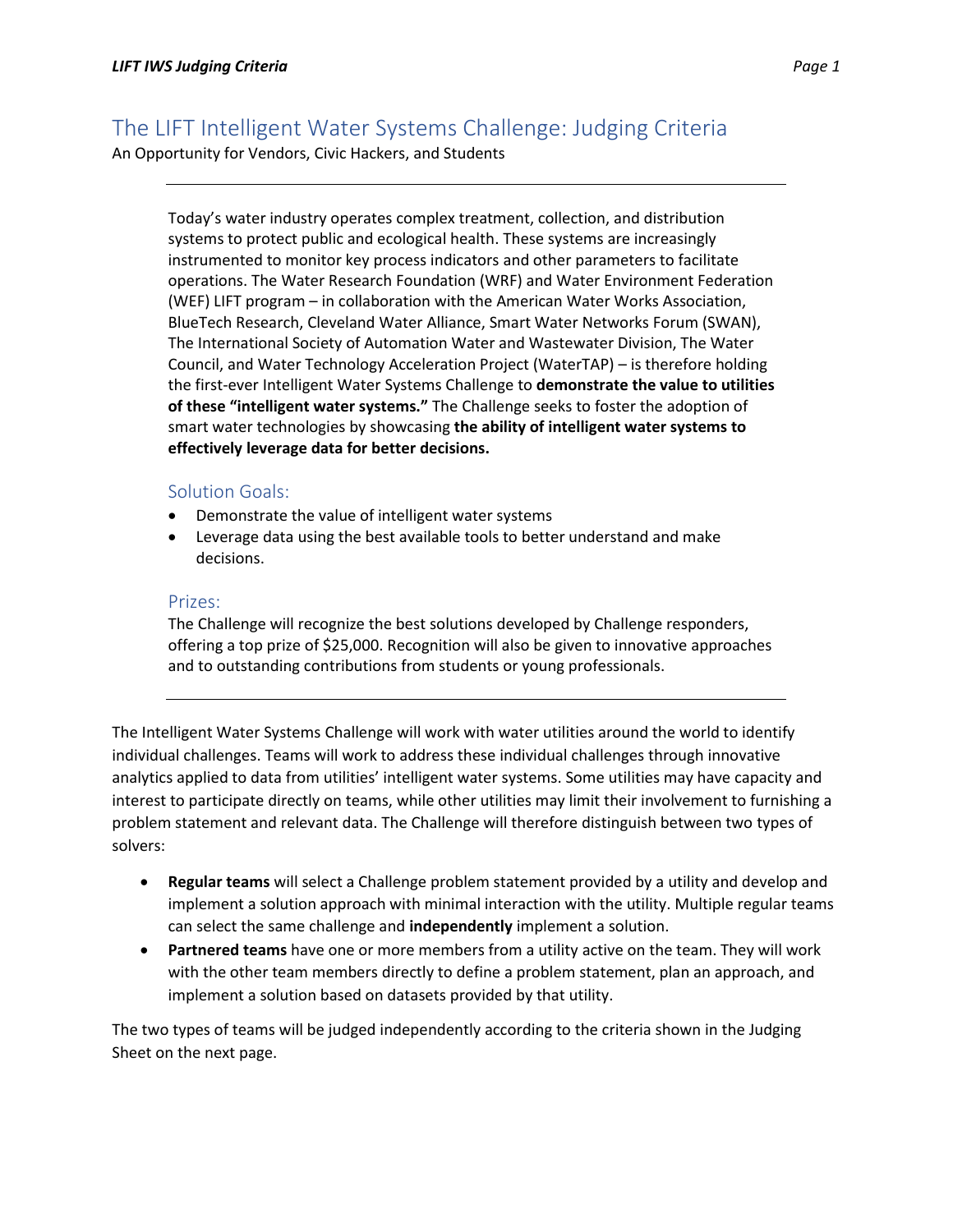# The LIFT Intelligent Water Systems Challenge: Judging Criteria

An Opportunity for Vendors, Civic Hackers, and Students

---

Today's water industry operates complex treatment, collection, and distribution systems to protect public and ecological health. These systems are increasingly instrumented to monitor key process indicators and other parameters to facilitate operations. The Water Research Foundation (WRF) and Water Environment Federation (WEF) LIFT program – in collaboration with the American Water Works Association, BlueTech Research, Cleveland Water Alliance, Smart Water Networks Forum (SWAN), The International Society of Automation Water and Wastewater Division, The Water Council, and Water Technology Acceleration Project (WaterTAP) – is therefore holding the first-ever Intelligent Water Systems Challenge to **demonstrate the value to utilities of these "intelligent water systems."** The Challenge seeks to foster the adoption of smart water technologies by showcasing **the ability of intelligent water systems to effectively leverage data for better decisions.**

## Solution Goals:

- Demonstrate the value of intelligent water systems
- Leverage data using the best available tools to better understand and make decisions.

## Prizes:

The Challenge will recognize the best solutions developed by Challenge responders, offering a top prize of $25,000. Recognition will also be given to innovative approaches and to outstanding contributions from students or young professionals.

---

The Intelligent Water Systems Challenge will work with water utilities around the world to identify individual challenges. Teams will work to address these individual challenges through innovative analytics applied to data from utilities' intelligent water systems. Some utilities may have capacity and interest to participate directly on teams, while other utilities may limit their involvement to furnishing a problem statement and relevant data. The Challenge will therefore distinguish between two types of solvers:

- **Regular teams** will select a Challenge problem statement provided by a utility and develop and implement a solution approach with minimal interaction with the utility. Multiple regular teams can select the same challenge and **independently** implement a solution.
- **Partnered teams** have one or more members from a utility active on the team. They will work with the other team members directly to define a problem statement, plan an approach, and implement a solution based on datasets provided by that utility.

The two types of teams will be judged independently according to the criteria shown in the Judging Sheet on the next page.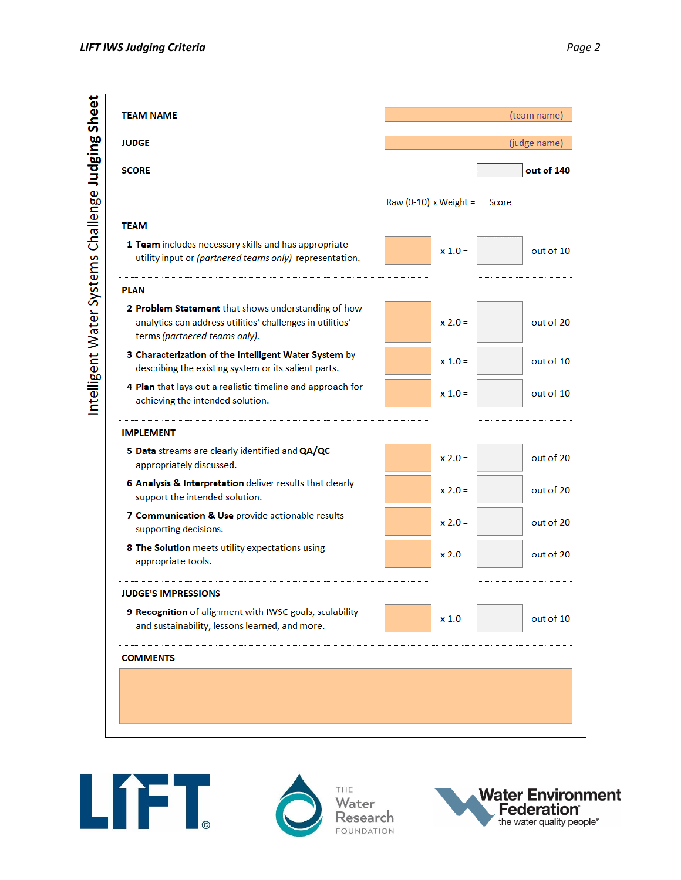## Intelligent Water Systems Challenge **Judging Sheet**

**TEAM NAME** (team name)

**JUDGE** (judge name)

**SCORE** ____ **out of 140**

| | Raw (0-10) | x Weight = | Score | |
|---|---|---|---|---|
| **TEAM** | | | | |
| 1 **Team** includes necessary skills and has appropriate utility input or *(partnered teams only)* representation. | | x 1.0 = | | out of 10 |
| **PLAN** | | | | |
| 2 **Problem Statement** that shows understanding of how analytics can address utilities' challenges in utilities' terms *(partnered teams only).* | | x 2.0 = | | out of 20 |
| 3 **Characterization of the Intelligent Water System** by describing the existing system or its salient parts. | | x 1.0 = | | out of 10 |
| 4 **Plan** that lays out a realistic timeline and approach for achieving the intended solution. | | x 1.0 = | | out of 10 |
| **IMPLEMENT** | | | | |
| 5 **Data** streams are clearly identified and **QA/QC** appropriately discussed. | | x 2.0 = | | out of 20 |
| 6 **Analysis & Interpretation** deliver results that clearly support the intended solution. | | x 2.0 = | | out of 20 |
| 7 **Communication & Use** provide actionable results supporting decisions. | | x 2.0 = | | out of 20 |
| 8 **The Solution** meets utility expectations using appropriate tools. | | x 2.0 = | | out of 20 |
| **JUDGE'S IMPRESSIONS** | | | | |
| 9 **Recognition** of alignment with IWSC goals, scalability and sustainability, lessons learned, and more. | | x 1.0 = | | out of 10 |

**COMMENTS**

LIFT ©

THE Water Research FOUNDATION

Water Environment Federation® the water quality people®